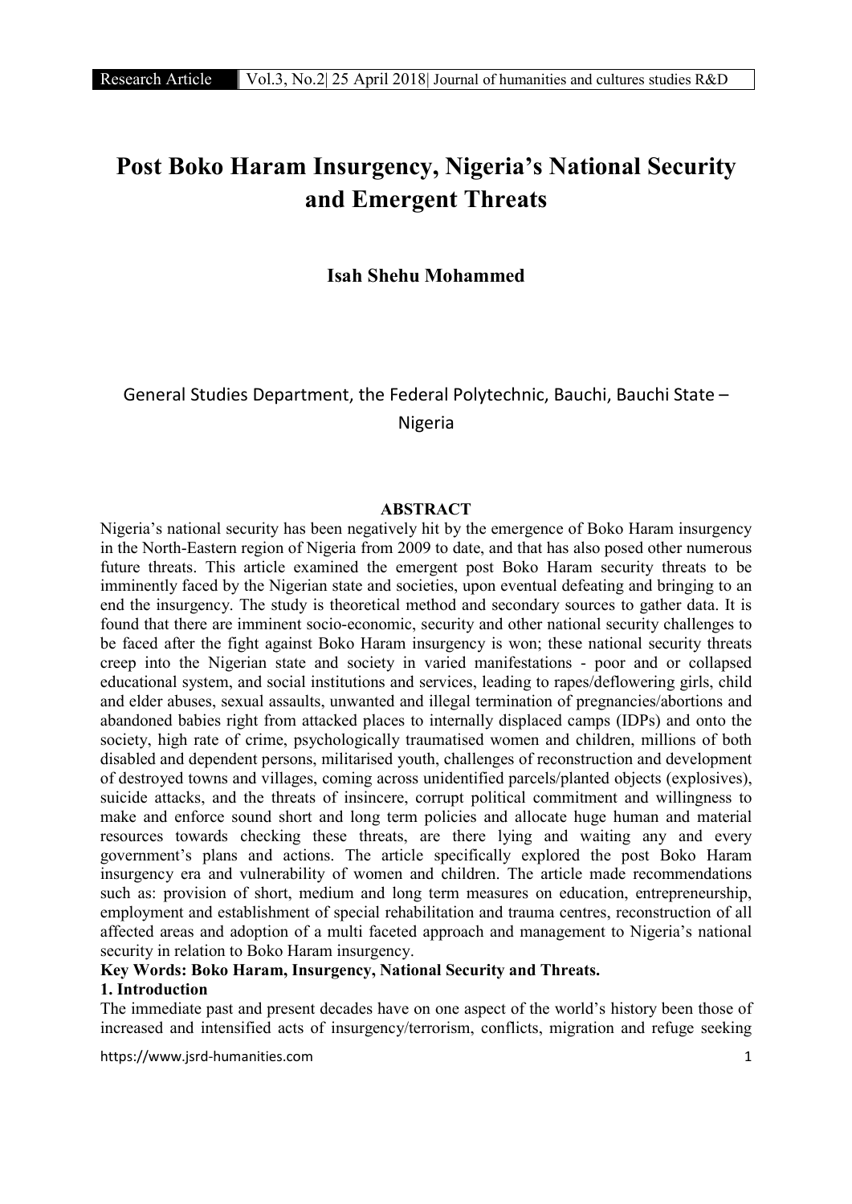# Post Boko Haram Insurgency, Nigeria's National Security and Emergent Threats

**Isah Shehu Mohammed**

General Studies Department, the Federal Polytechnic, Bauchi, Bauchi State – Nigeria

## ABSTRACT

Nigeria's national security has been negatively hit by the emergence of Boko Haram insurgency in the North-Eastern region of Nigeria from 2009 to date, and that has also posed other numerous future threats. This article examined the emergent post Boko Haram security threats to be imminently faced by the Nigerian state and societies, upon eventual defeating and bringing to an end the insurgency. The study is theoretical method and secondary sources to gather data. It is found that there are imminent socio-economic, security and other national security challenges to be faced after the fight against Boko Haram insurgency is won; these national security threats creep into the Nigerian state and society in varied manifestations - poor and or collapsed educational system, and social institutions and services, leading to rapes/deflowering girls, child and elder abuses, sexual assaults, unwanted and illegal termination of pregnancies/abortions and abandoned babies right from attacked places to internally displaced camps (IDPs) and onto the society, high rate of crime, psychologically traumatised women and children, millions of both disabled and dependent persons, militarised youth, challenges of reconstruction and development of destroyed towns and villages, coming across unidentified parcels/planted objects (explosives), suicide attacks, and the threats of insincere, corrupt political commitment and willingness to make and enforce sound short and long term policies and allocate huge human and material resources towards checking these threats, are there lying and waiting any and every government's plans and actions. The article specifically explored the post Boko Haram insurgency era and vulnerability of women and children. The article made recommendations such as: provision of short, medium and long term measures on education, entrepreneurship, employment and establishment of special rehabilitation and trauma centres, reconstruction of all affected areas and adoption of a multi faceted approach and management to Nigeria's national security in relation to Boko Haram insurgency.

**Key Words: Boko Haram, Insurgency, National Security and Threats.**

## 1. Introduction

The immediate past and present decades have on one aspect of the world's history been those of increased and intensified acts of insurgency/terrorism, conflicts, migration and refuge seeking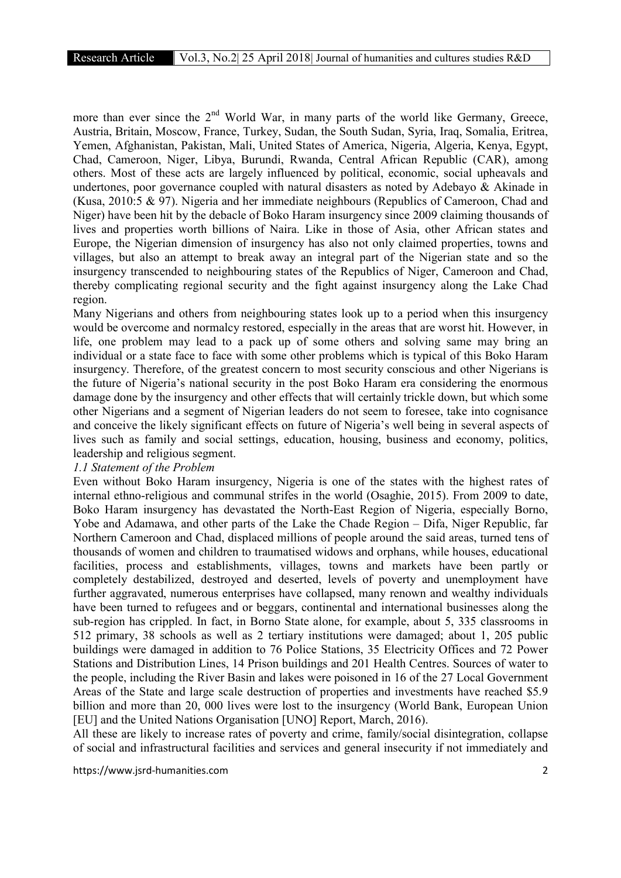more than ever since the 2nd World War, in many parts of the world like Germany, Greece, Austria, Britain, Moscow, France, Turkey, Sudan, the South Sudan, Syria, Iraq, Somalia, Eritrea, Yemen, Afghanistan, Pakistan, Mali, United States of America, Nigeria, Algeria, Kenya, Egypt, Chad, Cameroon, Niger, Libya, Burundi, Rwanda, Central African Republic (CAR), among others. Most of these acts are largely influenced by political, economic, social upheavals and undertones, poor governance coupled with natural disasters as noted by Adebayo & Akinade in (Kusa, 2010:5 & 97). Nigeria and her immediate neighbours (Republics of Cameroon, Chad and Niger) have been hit by the debacle of Boko Haram insurgency since 2009 claiming thousands of lives and properties worth billions of Naira. Like in those of Asia, other African states and Europe, the Nigerian dimension of insurgency has also not only claimed properties, towns and villages, but also an attempt to break away an integral part of the Nigerian state and so the insurgency transcended to neighbouring states of the Republics of Niger, Cameroon and Chad, thereby complicating regional security and the fight against insurgency along the Lake Chad region.

Many Nigerians and others from neighbouring states look up to a period when this insurgency would be overcome and normalcy restored, especially in the areas that are worst hit. However, in life, one problem may lead to a pack up of some others and solving same may bring an individual or a state face to face with some other problems which is typical of this Boko Haram insurgency. Therefore, of the greatest concern to most security conscious and other Nigerians is the future of Nigeria's national security in the post Boko Haram era considering the enormous damage done by the insurgency and other effects that will certainly trickle down, but which some other Nigerians and a segment of Nigerian leaders do not seem to foresee, take into cognisance and conceive the likely significant effects on future of Nigeria's well being in several aspects of lives such as family and social settings, education, housing, business and economy, politics, leadership and religious segment.

### *1.1 Statement of the Problem*

Even without Boko Haram insurgency, Nigeria is one of the states with the highest rates of internal ethno-religious and communal strifes in the world (Osaghie, 2015). From 2009 to date, Boko Haram insurgency has devastated the North-East Region of Nigeria, especially Borno, Yobe and Adamawa, and other parts of the Lake the Chade Region – Difa, Niger Republic, far Northern Cameroon and Chad, displaced millions of people around the said areas, turned tens of thousands of women and children to traumatised widows and orphans, while houses, educational facilities, process and establishments, villages, towns and markets have been partly or completely destabilized, destroyed and deserted, levels of poverty and unemployment have further aggravated, numerous enterprises have collapsed, many renown and wealthy individuals have been turned to refugees and or beggars, continental and international businesses along the sub-region has crippled. In fact, in Borno State alone, for example, about 5, 335 classrooms in 512 primary, 38 schools as well as 2 tertiary institutions were damaged; about 1, 205 public buildings were damaged in addition to 76 Police Stations, 35 Electricity Offices and 72 Power Stations and Distribution Lines, 14 Prison buildings and 201 Health Centres. Sources of water to the people, including the River Basin and lakes were poisoned in 16 of the 27 Local Government Areas of the State and large scale destruction of properties and investments have reached $5.9 billion and more than 20, 000 lives were lost to the insurgency (World Bank, European Union [EU] and the United Nations Organisation [UNO] Report, March, 2016).

All these are likely to increase rates of poverty and crime, family/social disintegration, collapse of social and infrastructural facilities and services and general insecurity if not immediately and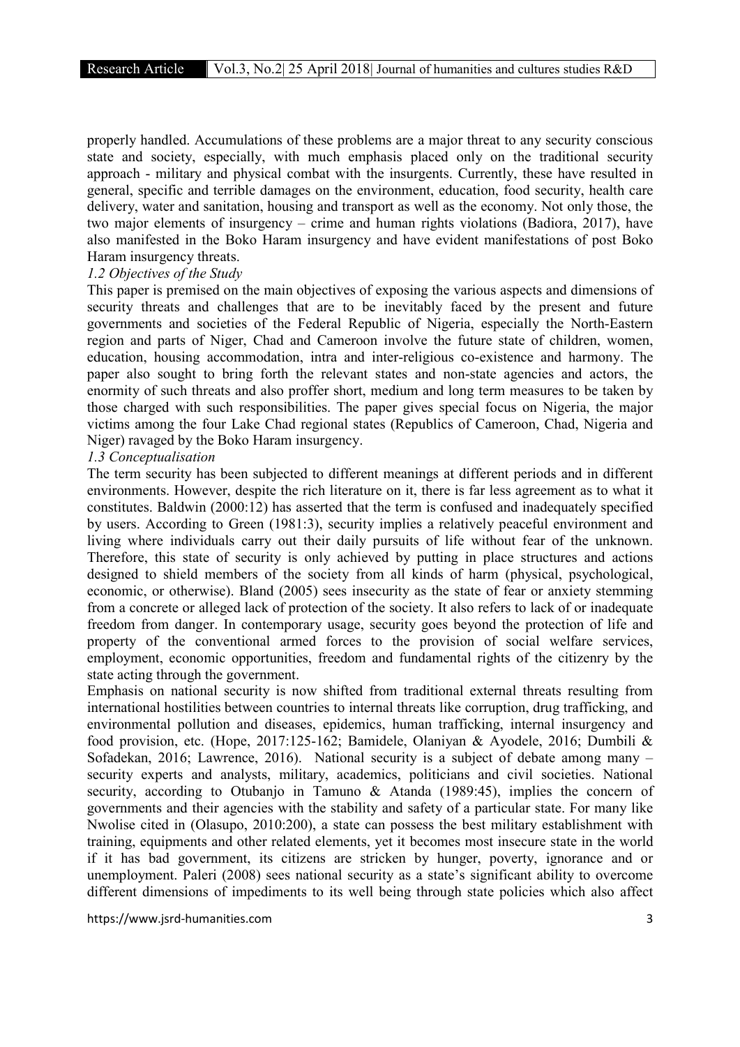properly handled. Accumulations of these problems are a major threat to any security conscious state and society, especially, with much emphasis placed only on the traditional security approach - military and physical combat with the insurgents. Currently, these have resulted in general, specific and terrible damages on the environment, education, food security, health care delivery, water and sanitation, housing and transport as well as the economy. Not only those, the two major elements of insurgency – crime and human rights violations (Badiora, 2017), have also manifested in the Boko Haram insurgency and have evident manifestations of post Boko Haram insurgency threats.

### *1.2 Objectives of the Study*

This paper is premised on the main objectives of exposing the various aspects and dimensions of security threats and challenges that are to be inevitably faced by the present and future governments and societies of the Federal Republic of Nigeria, especially the North-Eastern region and parts of Niger, Chad and Cameroon involve the future state of children, women, education, housing accommodation, intra and inter-religious co-existence and harmony. The paper also sought to bring forth the relevant states and non-state agencies and actors, the enormity of such threats and also proffer short, medium and long term measures to be taken by those charged with such responsibilities. The paper gives special focus on Nigeria, the major victims among the four Lake Chad regional states (Republics of Cameroon, Chad, Nigeria and Niger) ravaged by the Boko Haram insurgency.

### *1.3 Conceptualisation*

The term security has been subjected to different meanings at different periods and in different environments. However, despite the rich literature on it, there is far less agreement as to what it constitutes. Baldwin (2000:12) has asserted that the term is confused and inadequately specified by users. According to Green (1981:3), security implies a relatively peaceful environment and living where individuals carry out their daily pursuits of life without fear of the unknown. Therefore, this state of security is only achieved by putting in place structures and actions designed to shield members of the society from all kinds of harm (physical, psychological, economic, or otherwise). Bland (2005) sees insecurity as the state of fear or anxiety stemming from a concrete or alleged lack of protection of the society. It also refers to lack of or inadequate freedom from danger. In contemporary usage, security goes beyond the protection of life and property of the conventional armed forces to the provision of social welfare services, employment, economic opportunities, freedom and fundamental rights of the citizenry by the state acting through the government.

Emphasis on national security is now shifted from traditional external threats resulting from international hostilities between countries to internal threats like corruption, drug trafficking, and environmental pollution and diseases, epidemics, human trafficking, internal insurgency and food provision, etc. (Hope, 2017:125-162; Bamidele, Olaniyan & Ayodele, 2016; Dumbili & Sofadekan, 2016; Lawrence, 2016). National security is a subject of debate among many – security experts and analysts, military, academics, politicians and civil societies. National security, according to Otubanjo in Tamuno & Atanda (1989:45), implies the concern of governments and their agencies with the stability and safety of a particular state. For many like Nwolise cited in (Olasupo, 2010:200), a state can possess the best military establishment with training, equipments and other related elements, yet it becomes most insecure state in the world if it has bad government, its citizens are stricken by hunger, poverty, ignorance and or unemployment. Paleri (2008) sees national security as a state's significant ability to overcome different dimensions of impediments to its well being through state policies which also affect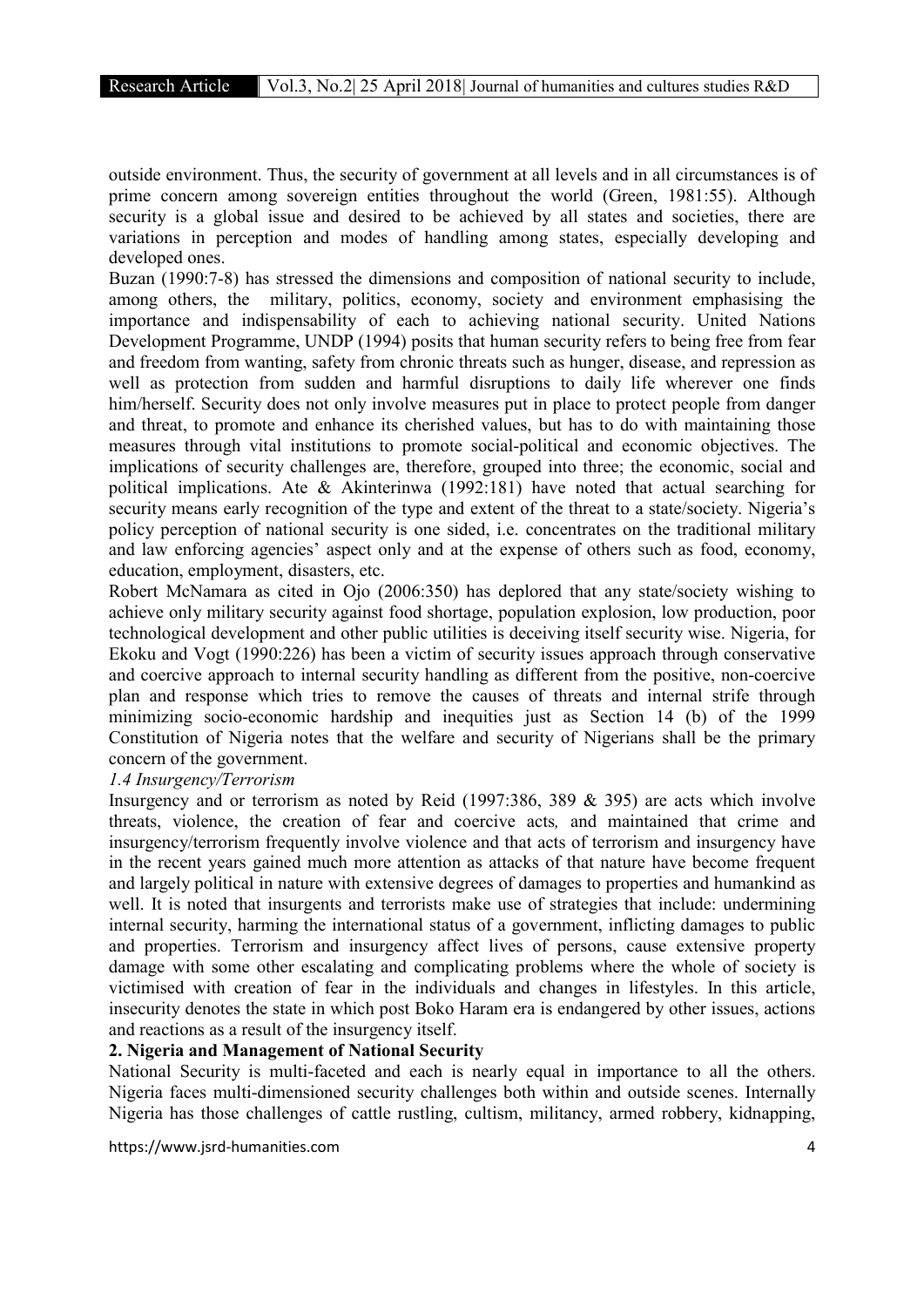outside environment. Thus, the security of government at all levels and in all circumstances is of prime concern among sovereign entities throughout the world (Green, 1981:55). Although security is a global issue and desired to be achieved by all states and societies, there are variations in perception and modes of handling among states, especially developing and developed ones.

Buzan (1990:7-8) has stressed the dimensions and composition of national security to include, among others, the military, politics, economy, society and environment emphasising the importance and indispensability of each to achieving national security. United Nations Development Programme, UNDP (1994) posits that human security refers to being free from fear and freedom from wanting, safety from chronic threats such as hunger, disease, and repression as well as protection from sudden and harmful disruptions to daily life wherever one finds him/herself. Security does not only involve measures put in place to protect people from danger and threat, to promote and enhance its cherished values, but has to do with maintaining those measures through vital institutions to promote social-political and economic objectives. The implications of security challenges are, therefore, grouped into three; the economic, social and political implications. Ate & Akinterinwa (1992:181) have noted that actual searching for security means early recognition of the type and extent of the threat to a state/society. Nigeria's policy perception of national security is one sided, i.e. concentrates on the traditional military and law enforcing agencies' aspect only and at the expense of others such as food, economy, education, employment, disasters, etc.

Robert McNamara as cited in Ojo (2006:350) has deplored that any state/society wishing to achieve only military security against food shortage, population explosion, low production, poor technological development and other public utilities is deceiving itself security wise. Nigeria, for Ekoku and Vogt (1990:226) has been a victim of security issues approach through conservative and coercive approach to internal security handling as different from the positive, non-coercive plan and response which tries to remove the causes of threats and internal strife through minimizing socio-economic hardship and inequities just as Section 14 (b) of the 1999 Constitution of Nigeria notes that the welfare and security of Nigerians shall be the primary concern of the government.

### *1.4 Insurgency/Terrorism*

Insurgency and or terrorism as noted by Reid (1997:386, 389 & 395) are acts which involve threats, violence, the creation of fear and coercive acts*,* and maintained that crime and insurgency/terrorism frequently involve violence and that acts of terrorism and insurgency have in the recent years gained much more attention as attacks of that nature have become frequent and largely political in nature with extensive degrees of damages to properties and humankind as well. It is noted that insurgents and terrorists make use of strategies that include: undermining internal security, harming the international status of a government, inflicting damages to public and properties. Terrorism and insurgency affect lives of persons, cause extensive property damage with some other escalating and complicating problems where the whole of society is victimised with creation of fear in the individuals and changes in lifestyles. In this article, insecurity denotes the state in which post Boko Haram era is endangered by other issues, actions and reactions as a result of the insurgency itself.

## 2. Nigeria and Management of National Security

National Security is multi-faceted and each is nearly equal in importance to all the others. Nigeria faces multi-dimensioned security challenges both within and outside scenes. Internally Nigeria has those challenges of cattle rustling, cultism, militancy, armed robbery, kidnapping,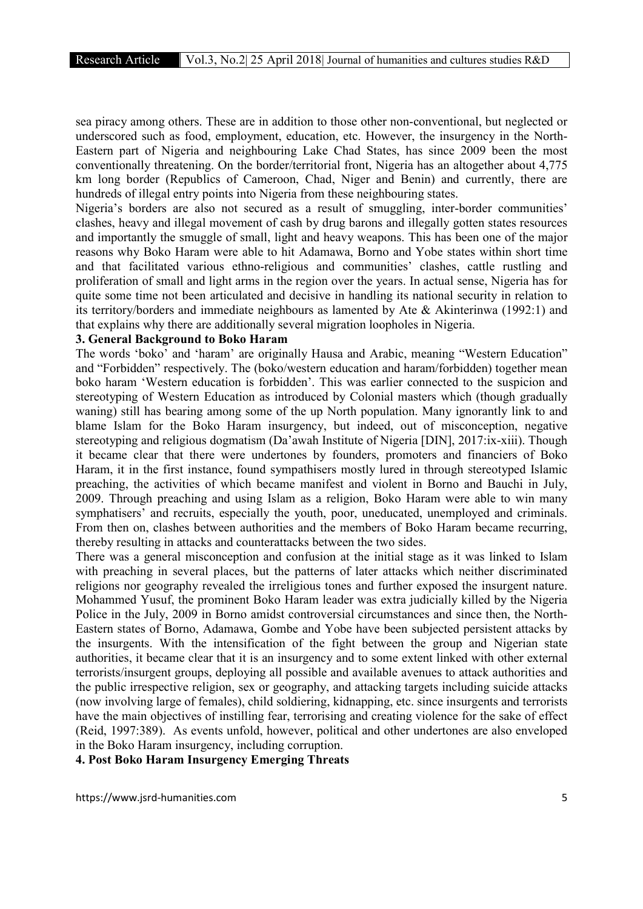sea piracy among others. These are in addition to those other non-conventional, but neglected or underscored such as food, employment, education, etc. However, the insurgency in the North-Eastern part of Nigeria and neighbouring Lake Chad States, has since 2009 been the most conventionally threatening. On the border/territorial front, Nigeria has an altogether about 4,775 km long border (Republics of Cameroon, Chad, Niger and Benin) and currently, there are hundreds of illegal entry points into Nigeria from these neighbouring states.

Nigeria's borders are also not secured as a result of smuggling, inter-border communities' clashes, heavy and illegal movement of cash by drug barons and illegally gotten states resources and importantly the smuggle of small, light and heavy weapons. This has been one of the major reasons why Boko Haram were able to hit Adamawa, Borno and Yobe states within short time and that facilitated various ethno-religious and communities' clashes, cattle rustling and proliferation of small and light arms in the region over the years. In actual sense, Nigeria has for quite some time not been articulated and decisive in handling its national security in relation to its territory/borders and immediate neighbours as lamented by Ate & Akinterinwa (1992:1) and that explains why there are additionally several migration loopholes in Nigeria.

## 3. General Background to Boko Haram

The words 'boko' and 'haram' are originally Hausa and Arabic, meaning "Western Education" and "Forbidden" respectively. The (boko/western education and haram/forbidden) together mean boko haram 'Western education is forbidden'. This was earlier connected to the suspicion and stereotyping of Western Education as introduced by Colonial masters which (though gradually waning) still has bearing among some of the up North population. Many ignorantly link to and blame Islam for the Boko Haram insurgency, but indeed, out of misconception, negative stereotyping and religious dogmatism (Da'awah Institute of Nigeria [DIN], 2017:ix-xiii). Though it became clear that there were undertones by founders, promoters and financiers of Boko Haram, it in the first instance, found sympathisers mostly lured in through stereotyped Islamic preaching, the activities of which became manifest and violent in Borno and Bauchi in July, 2009. Through preaching and using Islam as a religion, Boko Haram were able to win many symphatisers' and recruits, especially the youth, poor, uneducated, unemployed and criminals. From then on, clashes between authorities and the members of Boko Haram became recurring, thereby resulting in attacks and counterattacks between the two sides.

There was a general misconception and confusion at the initial stage as it was linked to Islam with preaching in several places, but the patterns of later attacks which neither discriminated religions nor geography revealed the irreligious tones and further exposed the insurgent nature. Mohammed Yusuf, the prominent Boko Haram leader was extra judicially killed by the Nigeria Police in the July, 2009 in Borno amidst controversial circumstances and since then, the North-Eastern states of Borno, Adamawa, Gombe and Yobe have been subjected persistent attacks by the insurgents. With the intensification of the fight between the group and Nigerian state authorities, it became clear that it is an insurgency and to some extent linked with other external terrorists/insurgent groups, deploying all possible and available avenues to attack authorities and the public irrespective religion, sex or geography, and attacking targets including suicide attacks (now involving large of females), child soldiering, kidnapping, etc. since insurgents and terrorists have the main objectives of instilling fear, terrorising and creating violence for the sake of effect (Reid, 1997:389). As events unfold, however, political and other undertones are also enveloped in the Boko Haram insurgency, including corruption.

## 4. Post Boko Haram Insurgency Emerging Threats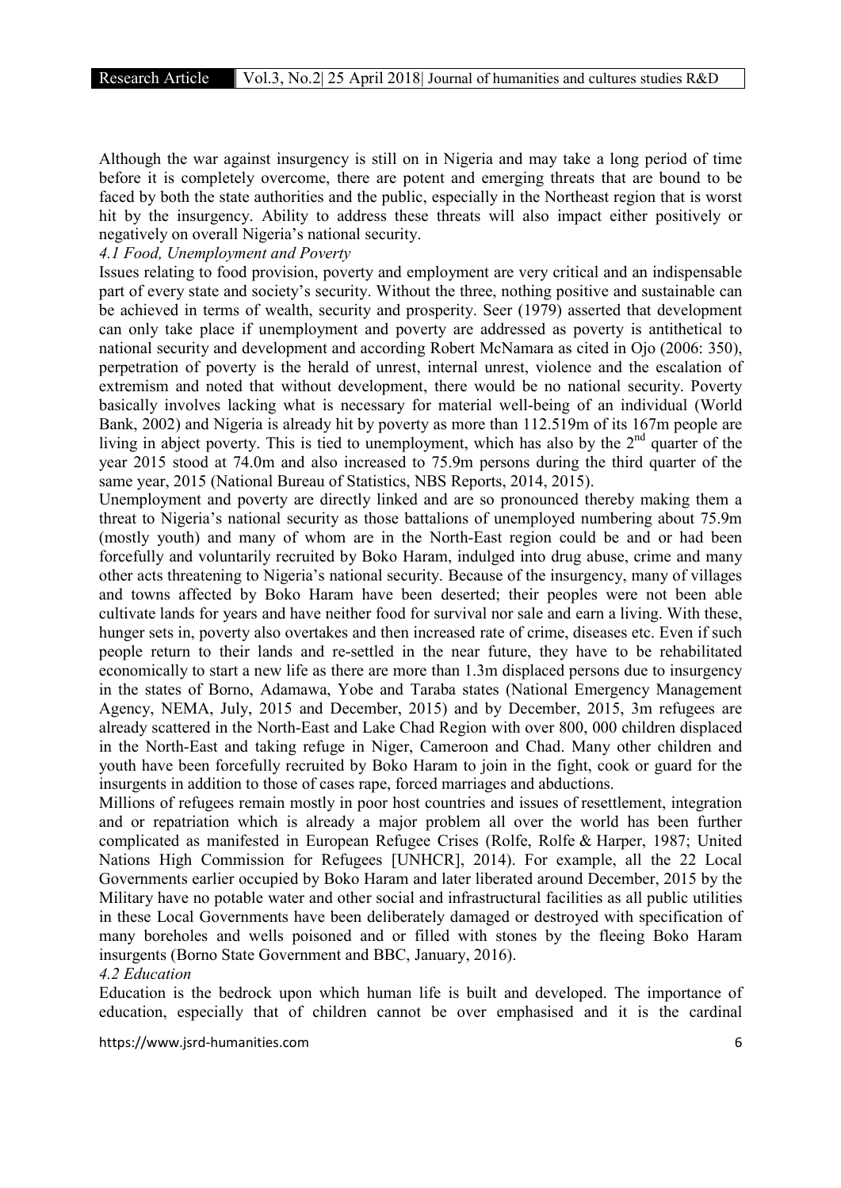Although the war against insurgency is still on in Nigeria and may take a long period of time before it is completely overcome, there are potent and emerging threats that are bound to be faced by both the state authorities and the public, especially in the Northeast region that is worst hit by the insurgency. Ability to address these threats will also impact either positively or negatively on overall Nigeria's national security.

*4.1 Food, Unemployment and Poverty*

Issues relating to food provision, poverty and employment are very critical and an indispensable part of every state and society's security. Without the three, nothing positive and sustainable can be achieved in terms of wealth, security and prosperity. Seer (1979) asserted that development can only take place if unemployment and poverty are addressed as poverty is antithetical to national security and development and according Robert McNamara as cited in Ojo (2006: 350), perpetration of poverty is the herald of unrest, internal unrest, violence and the escalation of extremism and noted that without development, there would be no national security. Poverty basically involves lacking what is necessary for material well-being of an individual (World Bank, 2002) and Nigeria is already hit by poverty as more than 112.519m of its 167m people are living in abject poverty. This is tied to unemployment, which has also by the 2nd quarter of the year 2015 stood at 74.0m and also increased to 75.9m persons during the third quarter of the same year, 2015 (National Bureau of Statistics, NBS Reports, 2014, 2015).

Unemployment and poverty are directly linked and are so pronounced thereby making them a threat to Nigeria's national security as those battalions of unemployed numbering about 75.9m (mostly youth) and many of whom are in the North-East region could be and or had been forcefully and voluntarily recruited by Boko Haram, indulged into drug abuse, crime and many other acts threatening to Nigeria's national security. Because of the insurgency, many of villages and towns affected by Boko Haram have been deserted; their peoples were not been able cultivate lands for years and have neither food for survival nor sale and earn a living. With these, hunger sets in, poverty also overtakes and then increased rate of crime, diseases etc. Even if such people return to their lands and re-settled in the near future, they have to be rehabilitated economically to start a new life as there are more than 1.3m displaced persons due to insurgency in the states of Borno, Adamawa, Yobe and Taraba states (National Emergency Management Agency, NEMA, July, 2015 and December, 2015) and by December, 2015, 3m refugees are already scattered in the North-East and Lake Chad Region with over 800, 000 children displaced in the North-East and taking refuge in Niger, Cameroon and Chad. Many other children and youth have been forcefully recruited by Boko Haram to join in the fight, cook or guard for the insurgents in addition to those of cases rape, forced marriages and abductions.

Millions of refugees remain mostly in poor host countries and issues of resettlement, integration and or repatriation which is already a major problem all over the world has been further complicated as manifested in European Refugee Crises (Rolfe, Rolfe & Harper, 1987; United Nations High Commission for Refugees [UNHCR], 2014). For example, all the 22 Local Governments earlier occupied by Boko Haram and later liberated around December, 2015 by the Military have no potable water and other social and infrastructural facilities as all public utilities in these Local Governments have been deliberately damaged or destroyed with specification of many boreholes and wells poisoned and or filled with stones by the fleeing Boko Haram insurgents (Borno State Government and BBC, January, 2016).

*4.2 Education*

Education is the bedrock upon which human life is built and developed. The importance of education, especially that of children cannot be over emphasised and it is the cardinal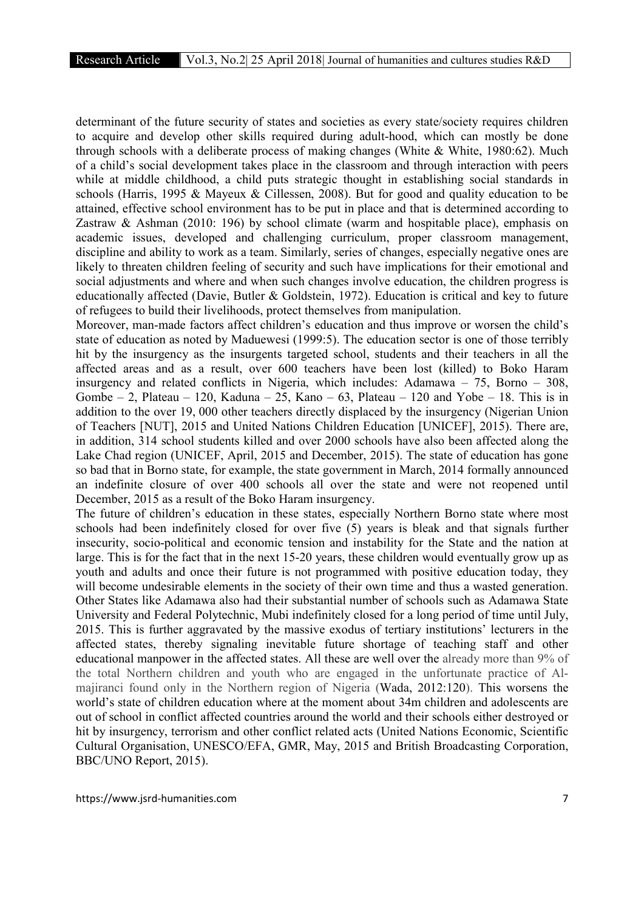determinant of the future security of states and societies as every state/society requires children to acquire and develop other skills required during adult-hood, which can mostly be done through schools with a deliberate process of making changes (White & White, 1980:62). Much of a child's social development takes place in the classroom and through interaction with peers while at middle childhood, a child puts strategic thought in establishing social standards in schools (Harris, 1995 & Mayeux & Cillessen, 2008). But for good and quality education to be attained, effective school environment has to be put in place and that is determined according to Zastraw & Ashman (2010: 196) by school climate (warm and hospitable place), emphasis on academic issues, developed and challenging curriculum, proper classroom management, discipline and ability to work as a team. Similarly, series of changes, especially negative ones are likely to threaten children feeling of security and such have implications for their emotional and social adjustments and where and when such changes involve education, the children progress is educationally affected (Davie, Butler & Goldstein, 1972). Education is critical and key to future of refugees to build their livelihoods, protect themselves from manipulation.

Moreover, man-made factors affect children's education and thus improve or worsen the child's state of education as noted by Maduewesi (1999:5). The education sector is one of those terribly hit by the insurgency as the insurgents targeted school, students and their teachers in all the affected areas and as a result, over 600 teachers have been lost (killed) to Boko Haram insurgency and related conflicts in Nigeria, which includes: Adamawa – 75, Borno – 308, Gombe – 2, Plateau – 120, Kaduna – 25, Kano – 63, Plateau – 120 and Yobe – 18. This is in addition to the over 19, 000 other teachers directly displaced by the insurgency (Nigerian Union of Teachers [NUT], 2015 and United Nations Children Education [UNICEF], 2015). There are, in addition, 314 school students killed and over 2000 schools have also been affected along the Lake Chad region (UNICEF, April, 2015 and December, 2015). The state of education has gone so bad that in Borno state, for example, the state government in March, 2014 formally announced an indefinite closure of over 400 schools all over the state and were not reopened until December, 2015 as a result of the Boko Haram insurgency.

The future of children's education in these states, especially Northern Borno state where most schools had been indefinitely closed for over five (5) years is bleak and that signals further insecurity, socio-political and economic tension and instability for the State and the nation at large. This is for the fact that in the next 15-20 years, these children would eventually grow up as youth and adults and once their future is not programmed with positive education today, they will become undesirable elements in the society of their own time and thus a wasted generation. Other States like Adamawa also had their substantial number of schools such as Adamawa State University and Federal Polytechnic, Mubi indefinitely closed for a long period of time until July, 2015. This is further aggravated by the massive exodus of tertiary institutions' lecturers in the affected states, thereby signaling inevitable future shortage of teaching staff and other educational manpower in the affected states. All these are well over the already more than 9% of the total Northern children and youth who are engaged in the unfortunate practice of Al-majiranci found only in the Northern region of Nigeria (Wada, 2012:120). This worsens the world's state of children education where at the moment about 34m children and adolescents are out of school in conflict affected countries around the world and their schools either destroyed or hit by insurgency, terrorism and other conflict related acts (United Nations Economic, Scientific Cultural Organisation, UNESCO/EFA, GMR, May, 2015 and British Broadcasting Corporation, BBC/UNO Report, 2015).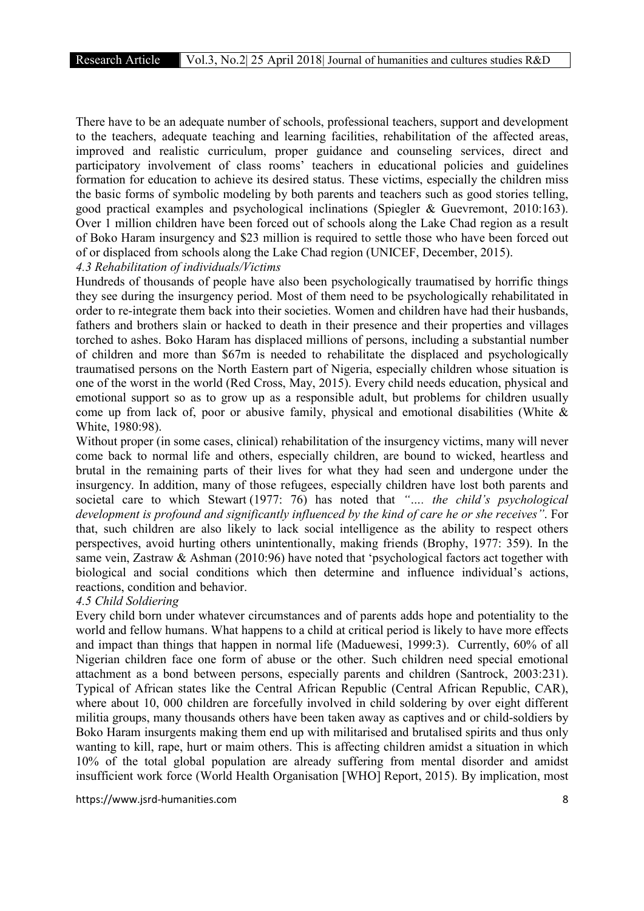There have to be an adequate number of schools, professional teachers, support and development to the teachers, adequate teaching and learning facilities, rehabilitation of the affected areas, improved and realistic curriculum, proper guidance and counseling services, direct and participatory involvement of class rooms' teachers in educational policies and guidelines formation for education to achieve its desired status. These victims, especially the children miss the basic forms of symbolic modeling by both parents and teachers such as good stories telling, good practical examples and psychological inclinations (Spiegler & Guevremont, 2010:163). Over 1 million children have been forced out of schools along the Lake Chad region as a result of Boko Haram insurgency and \$23 million is required to settle those who have been forced out of or displaced from schools along the Lake Chad region (UNICEF, December, 2015).

*4.3 Rehabilitation of individuals/Victims*

Hundreds of thousands of people have also been psychologically traumatised by horrific things they see during the insurgency period. Most of them need to be psychologically rehabilitated in order to re-integrate them back into their societies. Women and children have had their husbands, fathers and brothers slain or hacked to death in their presence and their properties and villages torched to ashes. Boko Haram has displaced millions of persons, including a substantial number of children and more than \$67m is needed to rehabilitate the displaced and psychologically traumatised persons on the North Eastern part of Nigeria, especially children whose situation is one of the worst in the world (Red Cross, May, 2015). Every child needs education, physical and emotional support so as to grow up as a responsible adult, but problems for children usually come up from lack of, poor or abusive family, physical and emotional disabilities (White & White, 1980:98).

Without proper (in some cases, clinical) rehabilitation of the insurgency victims, many will never come back to normal life and others, especially children, are bound to wicked, heartless and brutal in the remaining parts of their lives for what they had seen and undergone under the insurgency. In addition, many of those refugees, especially children have lost both parents and societal care to which Stewart (1977: 76) has noted that *"…. the child's psychological development is profound and significantly influenced by the kind of care he or she receives"*. For that, such children are also likely to lack social intelligence as the ability to respect others perspectives, avoid hurting others unintentionally, making friends (Brophy, 1977: 359). In the same vein, Zastraw & Ashman (2010:96) have noted that 'psychological factors act together with biological and social conditions which then determine and influence individual's actions, reactions, condition and behavior.

*4.5 Child Soldiering*

Every child born under whatever circumstances and of parents adds hope and potentiality to the world and fellow humans. What happens to a child at critical period is likely to have more effects and impact than things that happen in normal life (Maduewesi, 1999:3). Currently, 60% of all Nigerian children face one form of abuse or the other. Such children need special emotional attachment as a bond between persons, especially parents and children (Santrock, 2003:231). Typical of African states like the Central African Republic (Central African Republic, CAR), where about 10, 000 children are forcefully involved in child soldering by over eight different militia groups, many thousands others have been taken away as captives and or child-soldiers by Boko Haram insurgents making them end up with militarised and brutalised spirits and thus only wanting to kill, rape, hurt or maim others. This is affecting children amidst a situation in which 10% of the total global population are already suffering from mental disorder and amidst insufficient work force (World Health Organisation [WHO] Report, 2015). By implication, most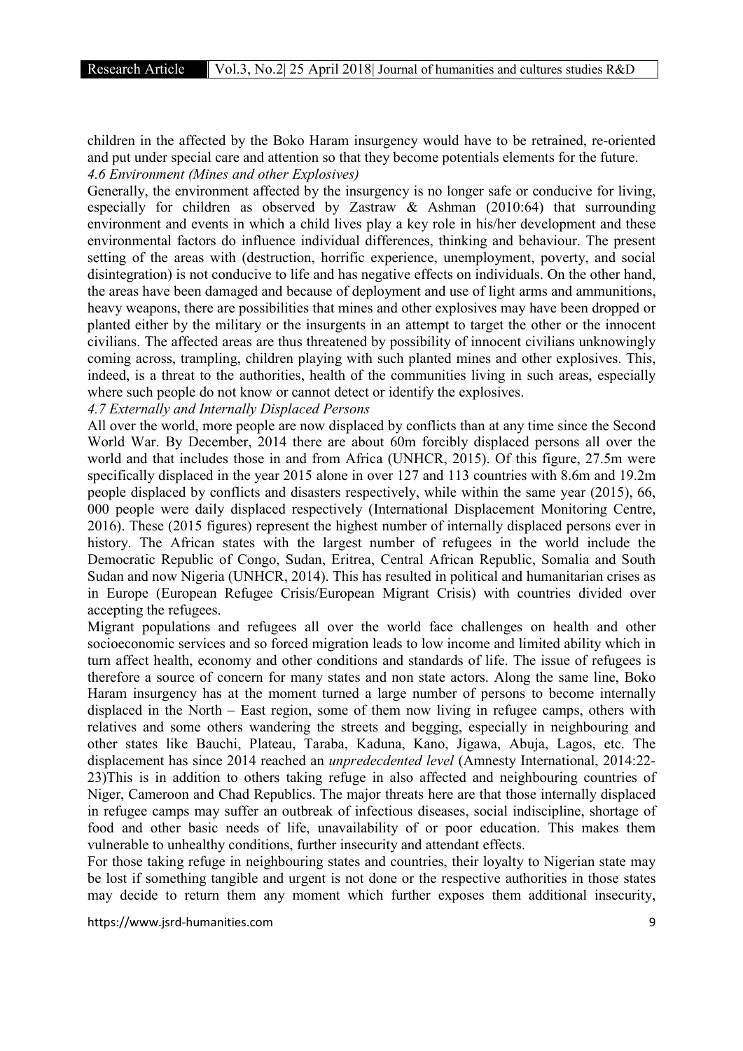children in the affected by the Boko Haram insurgency would have to be retrained, re-oriented and put under special care and attention so that they become potentials elements for the future.

*4.6 Environment (Mines and other Explosives)*

Generally, the environment affected by the insurgency is no longer safe or conducive for living, especially for children as observed by Zastraw & Ashman (2010:64) that surrounding environment and events in which a child lives play a key role in his/her development and these environmental factors do influence individual differences, thinking and behaviour. The present setting of the areas with (destruction, horrific experience, unemployment, poverty, and social disintegration) is not conducive to life and has negative effects on individuals. On the other hand, the areas have been damaged and because of deployment and use of light arms and ammunitions, heavy weapons, there are possibilities that mines and other explosives may have been dropped or planted either by the military or the insurgents in an attempt to target the other or the innocent civilians. The affected areas are thus threatened by possibility of innocent civilians unknowingly coming across, trampling, children playing with such planted mines and other explosives. This, indeed, is a threat to the authorities, health of the communities living in such areas, especially where such people do not know or cannot detect or identify the explosives.

*4.7 Externally and Internally Displaced Persons*

All over the world, more people are now displaced by conflicts than at any time since the Second World War. By December, 2014 there are about 60m forcibly displaced persons all over the world and that includes those in and from Africa (UNHCR, 2015). Of this figure, 27.5m were specifically displaced in the year 2015 alone in over 127 and 113 countries with 8.6m and 19.2m people displaced by conflicts and disasters respectively, while within the same year (2015), 66, 000 people were daily displaced respectively (International Displacement Monitoring Centre, 2016). These (2015 figures) represent the highest number of internally displaced persons ever in history. The African states with the largest number of refugees in the world include the Democratic Republic of Congo, Sudan, Eritrea, Central African Republic, Somalia and South Sudan and now Nigeria (UNHCR, 2014). This has resulted in political and humanitarian crises as in Europe (European Refugee Crisis/European Migrant Crisis) with countries divided over accepting the refugees.

Migrant populations and refugees all over the world face challenges on health and other socioeconomic services and so forced migration leads to low income and limited ability which in turn affect health, economy and other conditions and standards of life. The issue of refugees is therefore a source of concern for many states and non state actors. Along the same line, Boko Haram insurgency has at the moment turned a large number of persons to become internally displaced in the North – East region, some of them now living in refugee camps, others with relatives and some others wandering the streets and begging, especially in neighbouring and other states like Bauchi, Plateau, Taraba, Kaduna, Kano, Jigawa, Abuja, Lagos, etc. The displacement has since 2014 reached an *unpredecdented level* (Amnesty International, 2014:22-23)This is in addition to others taking refuge in also affected and neighbouring countries of Niger, Cameroon and Chad Republics. The major threats here are that those internally displaced in refugee camps may suffer an outbreak of infectious diseases, social indiscipline, shortage of food and other basic needs of life, unavailability of or poor education. This makes them vulnerable to unhealthy conditions, further insecurity and attendant effects.

For those taking refuge in neighbouring states and countries, their loyalty to Nigerian state may be lost if something tangible and urgent is not done or the respective authorities in those states may decide to return them any moment which further exposes them additional insecurity,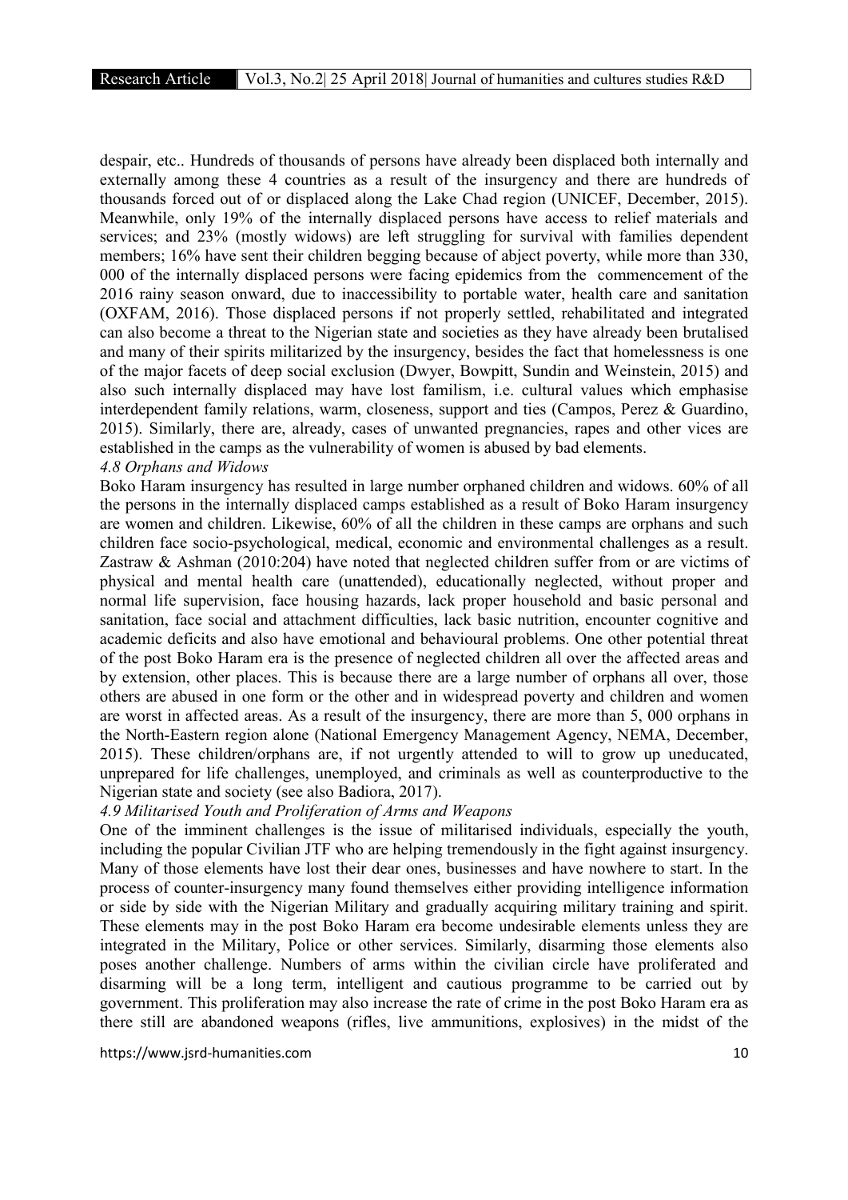despair, etc.. Hundreds of thousands of persons have already been displaced both internally and externally among these 4 countries as a result of the insurgency and there are hundreds of thousands forced out of or displaced along the Lake Chad region (UNICEF, December, 2015). Meanwhile, only 19% of the internally displaced persons have access to relief materials and services; and 23% (mostly widows) are left struggling for survival with families dependent members; 16% have sent their children begging because of abject poverty, while more than 330, 000 of the internally displaced persons were facing epidemics from the commencement of the 2016 rainy season onward, due to inaccessibility to portable water, health care and sanitation (OXFAM, 2016). Those displaced persons if not properly settled, rehabilitated and integrated can also become a threat to the Nigerian state and societies as they have already been brutalised and many of their spirits militarized by the insurgency, besides the fact that homelessness is one of the major facets of deep social exclusion (Dwyer, Bowpitt, Sundin and Weinstein, 2015) and also such internally displaced may have lost familism, i.e. cultural values which emphasise interdependent family relations, warm, closeness, support and ties (Campos, Perez & Guardino, 2015). Similarly, there are, already, cases of unwanted pregnancies, rapes and other vices are established in the camps as the vulnerability of women is abused by bad elements.

### *4.8 Orphans and Widows*

Boko Haram insurgency has resulted in large number orphaned children and widows. 60% of all the persons in the internally displaced camps established as a result of Boko Haram insurgency are women and children. Likewise, 60% of all the children in these camps are orphans and such children face socio-psychological, medical, economic and environmental challenges as a result. Zastraw & Ashman (2010:204) have noted that neglected children suffer from or are victims of physical and mental health care (unattended), educationally neglected, without proper and normal life supervision, face housing hazards, lack proper household and basic personal and sanitation, face social and attachment difficulties, lack basic nutrition, encounter cognitive and academic deficits and also have emotional and behavioural problems. One other potential threat of the post Boko Haram era is the presence of neglected children all over the affected areas and by extension, other places. This is because there are a large number of orphans all over, those others are abused in one form or the other and in widespread poverty and children and women are worst in affected areas. As a result of the insurgency, there are more than 5, 000 orphans in the North-Eastern region alone (National Emergency Management Agency, NEMA, December, 2015). These children/orphans are, if not urgently attended to will to grow up uneducated, unprepared for life challenges, unemployed, and criminals as well as counterproductive to the Nigerian state and society (see also Badiora, 2017).

### *4.9 Militarised Youth and Proliferation of Arms and Weapons*

One of the imminent challenges is the issue of militarised individuals, especially the youth, including the popular Civilian JTF who are helping tremendously in the fight against insurgency. Many of those elements have lost their dear ones, businesses and have nowhere to start. In the process of counter-insurgency many found themselves either providing intelligence information or side by side with the Nigerian Military and gradually acquiring military training and spirit. These elements may in the post Boko Haram era become undesirable elements unless they are integrated in the Military, Police or other services. Similarly, disarming those elements also poses another challenge. Numbers of arms within the civilian circle have proliferated and disarming will be a long term, intelligent and cautious programme to be carried out by government. This proliferation may also increase the rate of crime in the post Boko Haram era as there still are abandoned weapons (rifles, live ammunitions, explosives) in the midst of the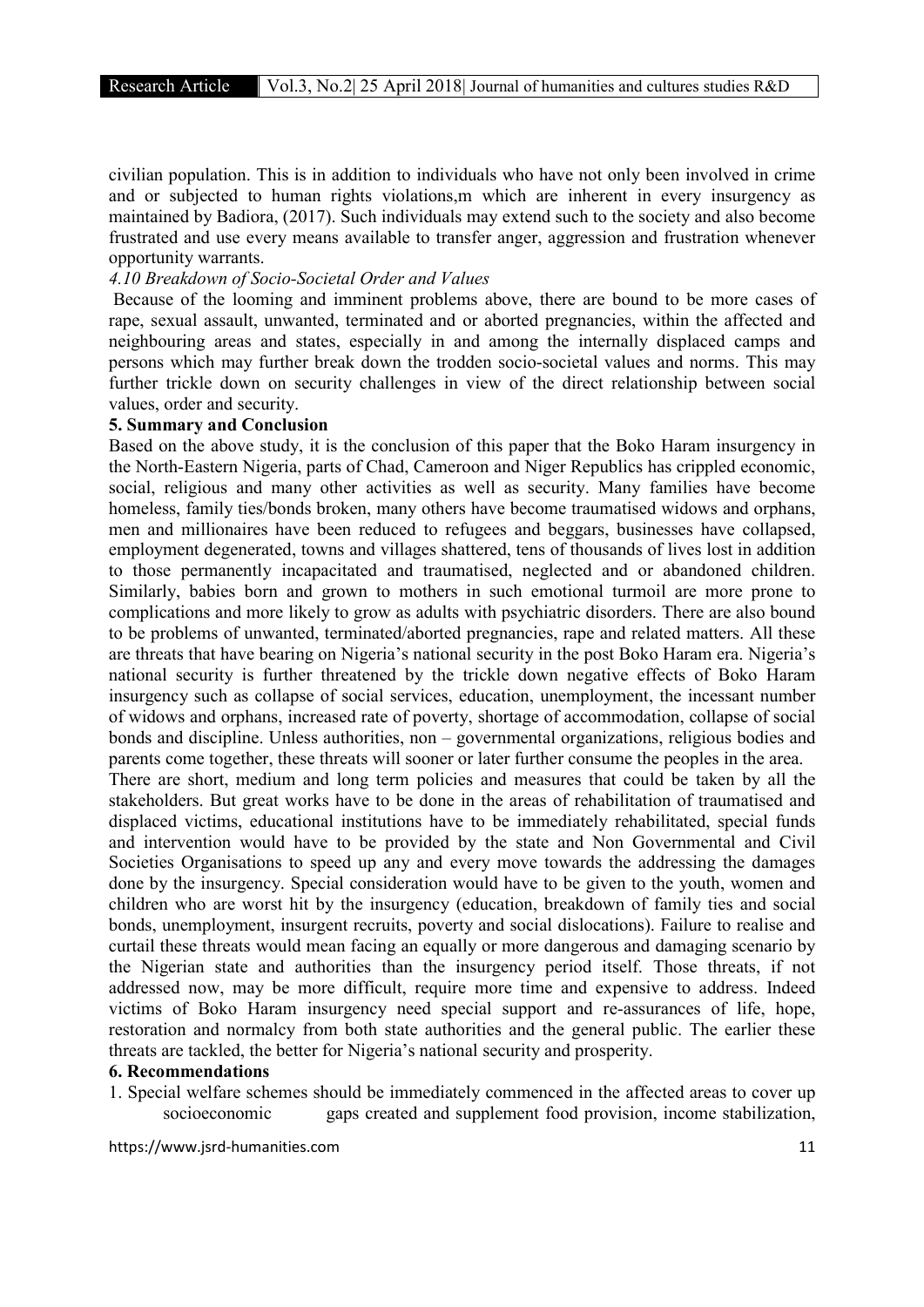civilian population. This is in addition to individuals who have not only been involved in crime and or subjected to human rights violations,m which are inherent in every insurgency as maintained by Badiora, (2017). Such individuals may extend such to the society and also become frustrated and use every means available to transfer anger, aggression and frustration whenever opportunity warrants.

*4.10 Breakdown of Socio-Societal Order and Values*

Because of the looming and imminent problems above, there are bound to be more cases of rape, sexual assault, unwanted, terminated and or aborted pregnancies, within the affected and neighbouring areas and states, especially in and among the internally displaced camps and persons which may further break down the trodden socio-societal values and norms. This may further trickle down on security challenges in view of the direct relationship between social values, order and security.

**5. Summary and Conclusion**

Based on the above study, it is the conclusion of this paper that the Boko Haram insurgency in the North-Eastern Nigeria, parts of Chad, Cameroon and Niger Republics has crippled economic, social, religious and many other activities as well as security. Many families have become homeless, family ties/bonds broken, many others have become traumatised widows and orphans, men and millionaires have been reduced to refugees and beggars, businesses have collapsed, employment degenerated, towns and villages shattered, tens of thousands of lives lost in addition to those permanently incapacitated and traumatised, neglected and or abandoned children. Similarly, babies born and grown to mothers in such emotional turmoil are more prone to complications and more likely to grow as adults with psychiatric disorders. There are also bound to be problems of unwanted, terminated/aborted pregnancies, rape and related matters. All these are threats that have bearing on Nigeria's national security in the post Boko Haram era. Nigeria's national security is further threatened by the trickle down negative effects of Boko Haram insurgency such as collapse of social services, education, unemployment, the incessant number of widows and orphans, increased rate of poverty, shortage of accommodation, collapse of social bonds and discipline. Unless authorities, non – governmental organizations, religious bodies and parents come together, these threats will sooner or later further consume the peoples in the area.

There are short, medium and long term policies and measures that could be taken by all the stakeholders. But great works have to be done in the areas of rehabilitation of traumatised and displaced victims, educational institutions have to be immediately rehabilitated, special funds and intervention would have to be provided by the state and Non Governmental and Civil Societies Organisations to speed up any and every move towards the addressing the damages done by the insurgency. Special consideration would have to be given to the youth, women and children who are worst hit by the insurgency (education, breakdown of family ties and social bonds, unemployment, insurgent recruits, poverty and social dislocations). Failure to realise and curtail these threats would mean facing an equally or more dangerous and damaging scenario by the Nigerian state and authorities than the insurgency period itself. Those threats, if not addressed now, may be more difficult, require more time and expensive to address. Indeed victims of Boko Haram insurgency need special support and re-assurances of life, hope, restoration and normalcy from both state authorities and the general public. The earlier these threats are tackled, the better for Nigeria's national security and prosperity.

**6. Recommendations**

1. Special welfare schemes should be immediately commenced in the affected areas to cover up socioeconomic gaps created and supplement food provision, income stabilization,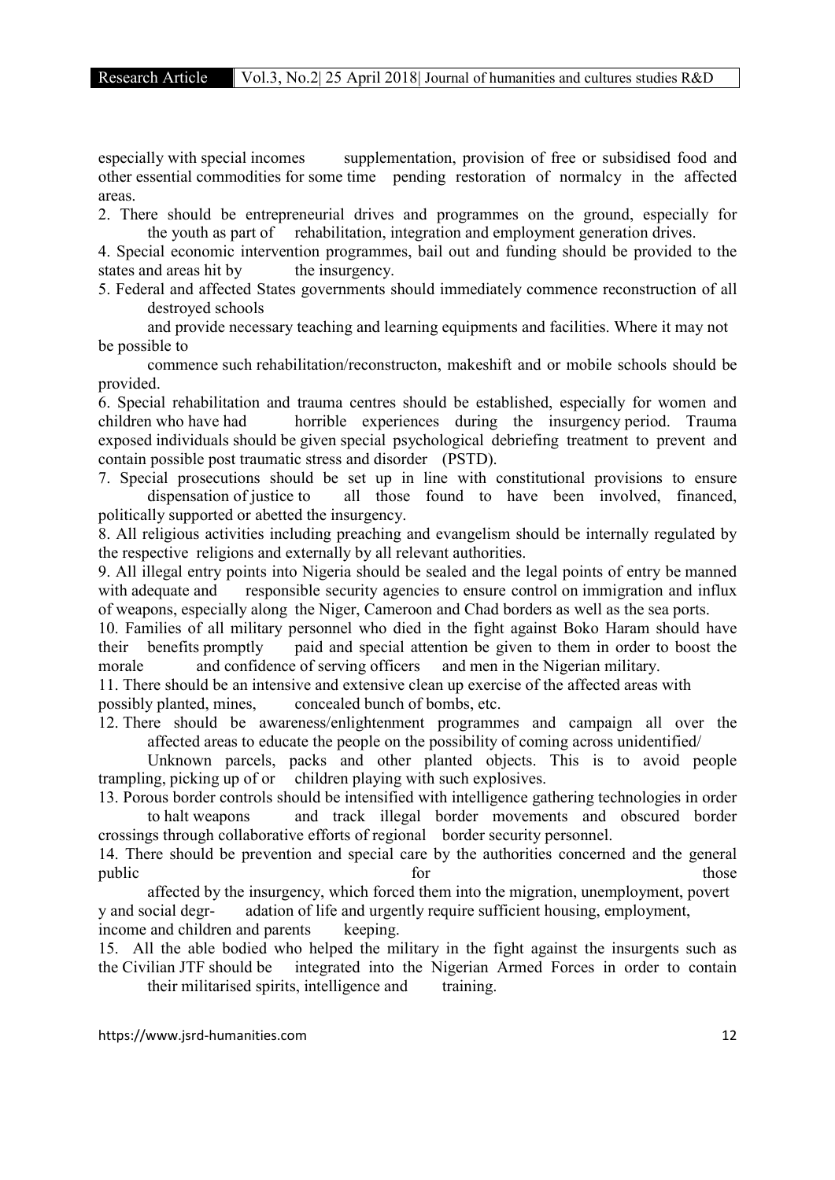especially with special incomes supplementation, provision of free or subsidised food and other essential commodities for some time pending restoration of normalcy in the affected areas.

2. There should be entrepreneurial drives and programmes on the ground, especially for the youth as part of rehabilitation, integration and employment generation drives.

4. Special economic intervention programmes, bail out and funding should be provided to the states and areas hit by the insurgency.

5. Federal and affected States governments should immediately commence reconstruction of all destroyed schools and provide necessary teaching and learning equipments and facilities. Where it may not be possible to commence such rehabilitation/reconstructon, makeshift and or mobile schools should be provided.

6. Special rehabilitation and trauma centres should be established, especially for women and children who have had horrible experiences during the insurgency period. Trauma exposed individuals should be given special psychological debriefing treatment to prevent and contain possible post traumatic stress and disorder (PSTD).

7. Special prosecutions should be set up in line with constitutional provisions to ensure dispensation of justice to all those found to have been involved, financed, politically supported or abetted the insurgency.

8. All religious activities including preaching and evangelism should be internally regulated by the respective religions and externally by all relevant authorities.

9. All illegal entry points into Nigeria should be sealed and the legal points of entry be manned with adequate and responsible security agencies to ensure control on immigration and influx of weapons, especially along the Niger, Cameroon and Chad borders as well as the sea ports.

10. Families of all military personnel who died in the fight against Boko Haram should have their benefits promptly paid and special attention be given to them in order to boost the morale and confidence of serving officers and men in the Nigerian military.

11. There should be an intensive and extensive clean up exercise of the affected areas with possibly planted, mines, concealed bunch of bombs, etc.

12. There should be awareness/enlightenment programmes and campaign all over the affected areas to educate the people on the possibility of coming across unidentified/ Unknown parcels, packs and other planted objects. This is to avoid people trampling, picking up of or children playing with such explosives.

13. Porous border controls should be intensified with intelligence gathering technologies in order to halt weapons and track illegal border movements and obscured border crossings through collaborative efforts of regional border security personnel.

14. There should be prevention and special care by the authorities concerned and the general public for those affected by the insurgency, which forced them into the migration, unemployment, povert y and social degr- adation of life and urgently require sufficient housing, employment, income and children and parents keeping.

15. All the able bodied who helped the military in the fight against the insurgents such as the Civilian JTF should be integrated into the Nigerian Armed Forces in order to contain their militarised spirits, intelligence and training.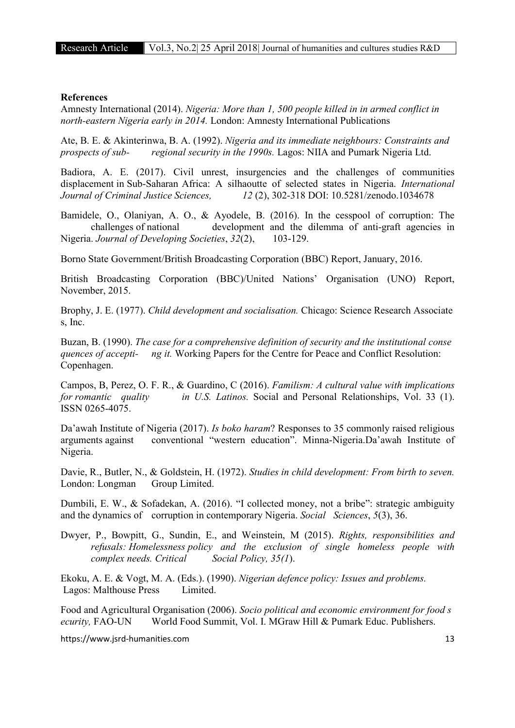**References**

Amnesty International (2014). *Nigeria: More than 1, 500 people killed in in armed conflict in north-eastern Nigeria early in 2014.* London: Amnesty International Publications

Ate, B. E. & Akinterinwa, B. A. (1992). *Nigeria and its immediate neighbours: Constraints and prospects of sub- regional security in the 1990s.* Lagos: NIIA and Pumark Nigeria Ltd.

Badiora, A. E. (2017). Civil unrest, insurgencies and the challenges of communities displacement in Sub-Saharan Africa: A silhaoutte of selected states in Nigeria. *International Journal of Criminal Justice Sciences, 12* (2), 302-318 DOI: 10.5281/zenodo.1034678

Bamidele, O., Olaniyan, A. O., & Ayodele, B. (2016). In the cesspool of corruption: The challenges of national development and the dilemma of anti-graft agencies in Nigeria. *Journal of Developing Societies*, *32*(2), 103-129.

Borno State Government/British Broadcasting Corporation (BBC) Report, January, 2016.

British Broadcasting Corporation (BBC)/United Nations' Organisation (UNO) Report, November, 2015.

Brophy, J. E. (1977). *Child development and socialisation.* Chicago: Science Research Associate s, Inc.

Buzan, B. (1990). *The case for a comprehensive definition of security and the institutional conse quences of accepti- ng it.* Working Papers for the Centre for Peace and Conflict Resolution: Copenhagen.

Campos, B, Perez, O. F. R., & Guardino, C (2016). *Familism: A cultural value with implications for romantic quality in U.S. Latinos.* Social and Personal Relationships, Vol. 33 (1). ISSN 0265-4075.

Da'awah Institute of Nigeria (2017). *Is boko haram*? Responses to 35 commonly raised religious arguments against conventional "western education". Minna-Nigeria.Da'awah Institute of Nigeria.

Davie, R., Butler, N., & Goldstein, H. (1972). *Studies in child development: From birth to seven.* London: Longman Group Limited.

Dumbili, E. W., & Sofadekan, A. (2016). "I collected money, not a bribe": strategic ambiguity and the dynamics of corruption in contemporary Nigeria. *Social Sciences*, *5*(3), 36.

Dwyer, P., Bowpitt, G., Sundin, E., and Weinstein, M (2015). *Rights, responsibilities and refusals: Homelessness policy and the exclusion of single homeless people with complex needs. Critical Social Policy, 35(1*).

Ekoku, A. E. & Vogt, M. A. (Eds.). (1990). *Nigerian defence policy: Issues and problems.* Lagos: Malthouse Press Limited.

Food and Agricultural Organisation (2006). *Socio political and economic environment for food s ecurity,* FAO-UN World Food Summit, Vol. I. MGraw Hill & Pumark Educ. Publishers.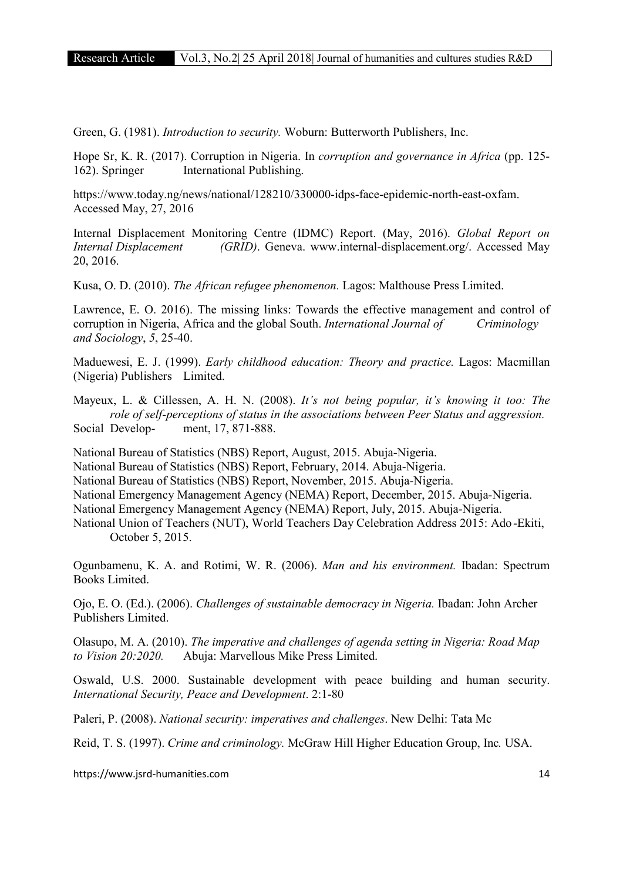Green, G. (1981). *Introduction to security.* Woburn: Butterworth Publishers, Inc.

Hope Sr, K. R. (2017). Corruption in Nigeria. In *corruption and governance in Africa* (pp. 125-162). Springer International Publishing.

https://www.today.ng/news/national/128210/330000-idps-face-epidemic-north-east-oxfam. Accessed May, 27, 2016

Internal Displacement Monitoring Centre (IDMC) Report. (May, 2016). *Global Report on Internal Displacement (GRID)*. Geneva. www.internal-displacement.org/. Accessed May 20, 2016.

Kusa, O. D. (2010). *The African refugee phenomenon.* Lagos: Malthouse Press Limited.

Lawrence, E. O. 2016). The missing links: Towards the effective management and control of corruption in Nigeria, Africa and the global South. *International Journal of Criminology and Sociology*, *5*, 25-40.

Maduewesi, E. J. (1999). *Early childhood education: Theory and practice.* Lagos: Macmillan (Nigeria) Publishers Limited.

Mayeux, L. & Cillessen, A. H. N. (2008). *It's not being popular, it's knowing it too: The role of self-perceptions of status in the associations between Peer Status and aggression.* Social Develop- ment, 17, 871-888.

National Bureau of Statistics (NBS) Report, August, 2015. Abuja-Nigeria.
National Bureau of Statistics (NBS) Report, February, 2014. Abuja-Nigeria.
National Bureau of Statistics (NBS) Report, November, 2015. Abuja-Nigeria.
National Emergency Management Agency (NEMA) Report, December, 2015. Abuja-Nigeria.
National Emergency Management Agency (NEMA) Report, July, 2015. Abuja-Nigeria.
National Union of Teachers (NUT), World Teachers Day Celebration Address 2015: Ado-Ekiti, October 5, 2015.

Ogunbamenu, K. A. and Rotimi, W. R. (2006). *Man and his environment.* Ibadan: Spectrum Books Limited.

Ojo, E. O. (Ed.). (2006). *Challenges of sustainable democracy in Nigeria.* Ibadan: John Archer Publishers Limited.

Olasupo, M. A. (2010). *The imperative and challenges of agenda setting in Nigeria: Road Map to Vision 20:2020.* Abuja: Marvellous Mike Press Limited.

Oswald, U.S. 2000. Sustainable development with peace building and human security. *International Security, Peace and Development*. 2:1-80

Paleri, P. (2008). *National security: imperatives and challenges*. New Delhi: Tata Mc

Reid, T. S. (1997). *Crime and criminology.* McGraw Hill Higher Education Group, Inc*.* USA.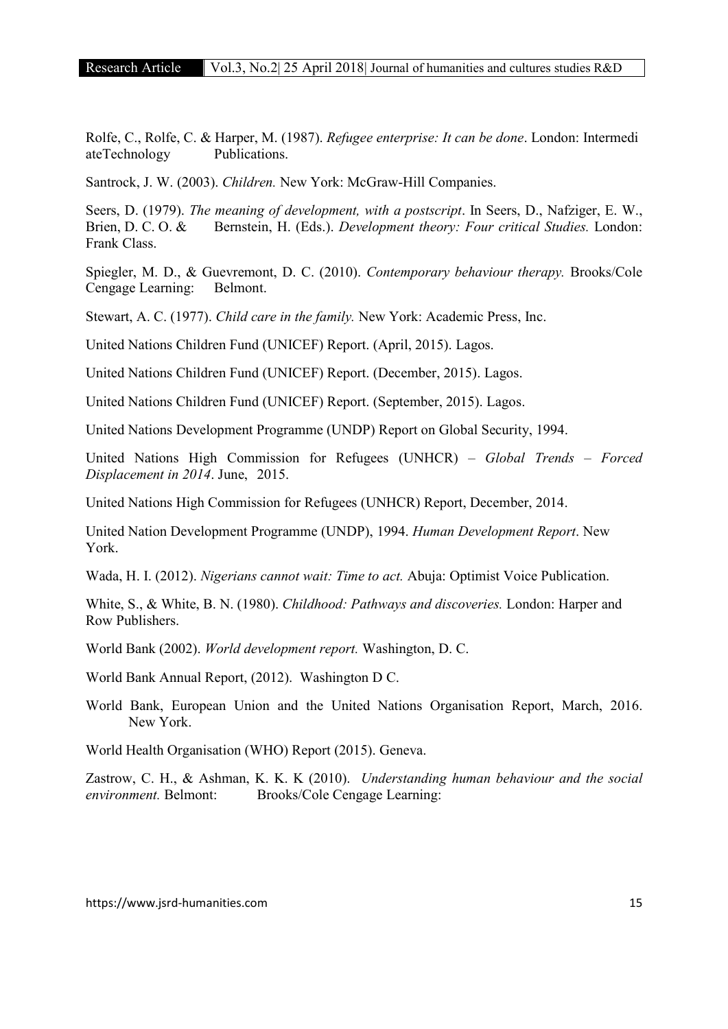Rolfe, C., Rolfe, C. & Harper, M. (1987). *Refugee enterprise: It can be done*. London: Intermedi ateTechnology Publications.

Santrock, J. W. (2003). *Children.* New York: McGraw-Hill Companies.

Seers, D. (1979). *The meaning of development, with a postscript*. In Seers, D., Nafziger, E. W., Brien, D. C. O. & Bernstein, H. (Eds.). *Development theory: Four critical Studies.* London: Frank Class.

Spiegler, M. D., & Guevremont, D. C. (2010). *Contemporary behaviour therapy.* Brooks/Cole Cengage Learning: Belmont.

Stewart, A. C. (1977). *Child care in the family.* New York: Academic Press, Inc.

United Nations Children Fund (UNICEF) Report. (April, 2015). Lagos.

United Nations Children Fund (UNICEF) Report. (December, 2015). Lagos.

United Nations Children Fund (UNICEF) Report. (September, 2015). Lagos.

United Nations Development Programme (UNDP) Report on Global Security, 1994.

United Nations High Commission for Refugees (UNHCR) – *Global Trends – Forced Displacement in 2014*. June, 2015.

United Nations High Commission for Refugees (UNHCR) Report, December, 2014.

United Nation Development Programme (UNDP), 1994. *Human Development Report*. New York.

Wada, H. I. (2012). *Nigerians cannot wait: Time to act.* Abuja: Optimist Voice Publication.

White, S., & White, B. N. (1980). *Childhood: Pathways and discoveries.* London: Harper and Row Publishers.

World Bank (2002). *World development report.* Washington, D. C.

World Bank Annual Report, (2012). Washington D C.

World Bank, European Union and the United Nations Organisation Report, March, 2016. New York.

World Health Organisation (WHO) Report (2015). Geneva.

Zastrow, C. H., & Ashman, K. K. K (2010). *Understanding human behaviour and the social environment.* Belmont: Brooks/Cole Cengage Learning: